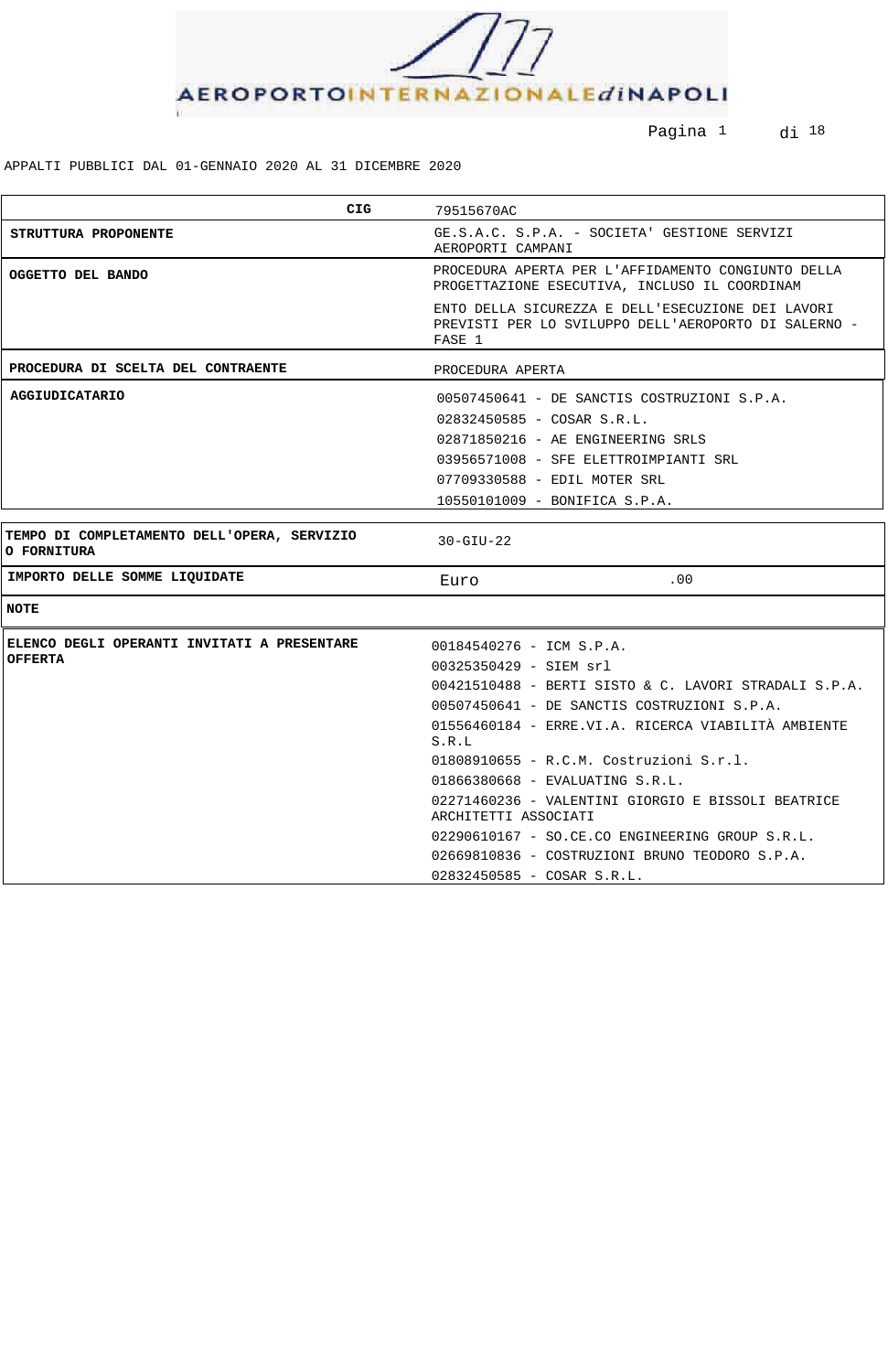APPALTI PUBBLICI DAL 01-GENNAIO 2020 AL 31 DICEMBRE 2020

| CIG | 79515670AC |
|---|---|
| **STRUTTURA PROPONENTE** | GE.S.A.C. S.P.A. - SOCIETA' GESTIONE SERVIZI AEROPORTI CAMPANI |
| **OGGETTO DEL BANDO** | PROCEDURA APERTA PER L'AFFIDAMENTO CONGIUNTO DELLA PROGETTAZIONE ESECUTIVA, INCLUSO IL COORDINAM ENTO DELLA SICUREZZA E DELL'ESECUZIONE DEI LAVORI PREVISTI PER LO SVILUPPO DELL'AEROPORTO DI SALERNO - FASE 1 |
| **PROCEDURA DI SCELTA DEL CONTRAENTE** | PROCEDURA APERTA |
| **AGGIUDICATARIO** | 00507450641 - DE SANCTIS COSTRUZIONI S.P.A.<br>02832450585 - COSAR S.R.L.<br>02871850216 - AE ENGINEERING SRLS<br>03956571008 - SFE ELETTROIMPIANTI SRL<br>07709330588 - EDIL MOTER SRL<br>10550101009 - BONIFICA S.P.A. |
| **TEMPO DI COMPLETAMENTO DELL'OPERA, SERVIZIO O FORNITURA** | 30-GIU-22 |
| **IMPORTO DELLE SOMME LIQUIDATE** | Euro .00 |
| **NOTE** | |
| **ELENCO DEGLI OPERANTI INVITATI A PRESENTARE OFFERTA** | 00184540276 - ICM S.P.A.<br>00325350429 - SIEM srl<br>00421510488 - BERTI SISTO & C. LAVORI STRADALI S.P.A.<br>00507450641 - DE SANCTIS COSTRUZIONI S.P.A.<br>01556460184 - ERRE.VI.A. RICERCA VIABILITÀ AMBIENTE S.R.L<br>01808910655 - R.C.M. Costruzioni S.r.l.<br>01866380668 - EVALUATING S.R.L.<br>02271460236 - VALENTINI GIORGIO E BISSOLI BEATRICE ARCHITETTI ASSOCIATI<br>02290610167 - SO.CE.CO ENGINEERING GROUP S.R.L.<br>02669810836 - COSTRUZIONI BRUNO TEODORO S.P.A.<br>02832450585 - COSAR S.R.L. |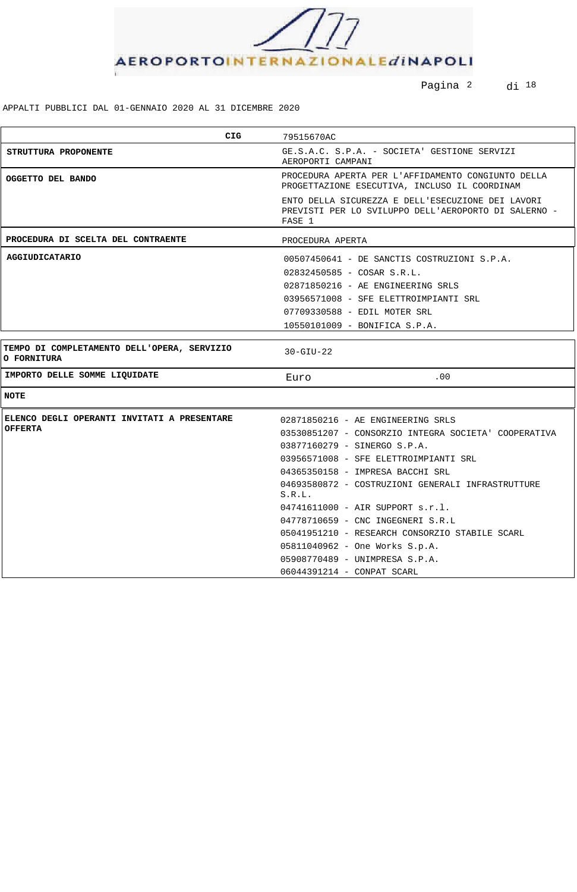APPALTI PUBBLICI DAL 01-GENNAIO 2020 AL 31 DICEMBRE 2020

| CIG | 79515670AC |
|---|---|
| **STRUTTURA PROPONENTE** | GE.S.A.C. S.P.A. - SOCIETA' GESTIONE SERVIZI AEROPORTI CAMPANI |
| **OGGETTO DEL BANDO** | PROCEDURA APERTA PER L'AFFIDAMENTO CONGIUNTO DELLA PROGETTAZIONE ESECUTIVA, INCLUSO IL COORDINAM ENTO DELLA SICUREZZA E DELL'ESECUZIONE DEI LAVORI PREVISTI PER LO SVILUPPO DELL'AEROPORTO DI SALERNO - FASE 1 |
| **PROCEDURA DI SCELTA DEL CONTRAENTE** | PROCEDURA APERTA |
| **AGGIUDICATARIO** | 00507450641 - DE SANCTIS COSTRUZIONI S.P.A.<br>02832450585 - COSAR S.R.L.<br>02871850216 - AE ENGINEERING SRLS<br>03956571008 - SFE ELETTROIMPIANTI SRL<br>07709330588 - EDIL MOTER SRL<br>10550101009 - BONIFICA S.P.A. |
| **TEMPO DI COMPLETAMENTO DELL'OPERA, SERVIZIO O FORNITURA** | 30-GIU-22 |
| **IMPORTO DELLE SOMME LIQUIDATE** | Euro .00 |
| **NOTE** | |
| **ELENCO DEGLI OPERANTI INVITATI A PRESENTARE OFFERTA** | 02871850216 - AE ENGINEERING SRLS<br>03530851207 - CONSORZIO INTEGRA SOCIETA' COOPERATIVA<br>03877160279 - SINERGO S.P.A.<br>03956571008 - SFE ELETTROIMPIANTI SRL<br>04365350158 - IMPRESA BACCHI SRL<br>04693580872 - COSTRUZIONI GENERALI INFRASTRUTTURE S.R.L.<br>04741611000 - AIR SUPPORT s.r.l.<br>04778710659 - CNC INGEGNERI S.R.L<br>05041951210 - RESEARCH CONSORZIO STABILE SCARL<br>05811040962 - One Works S.p.A.<br>05908770489 - UNIMPRESA S.P.A.<br>06044391214 - CONPAT SCARL |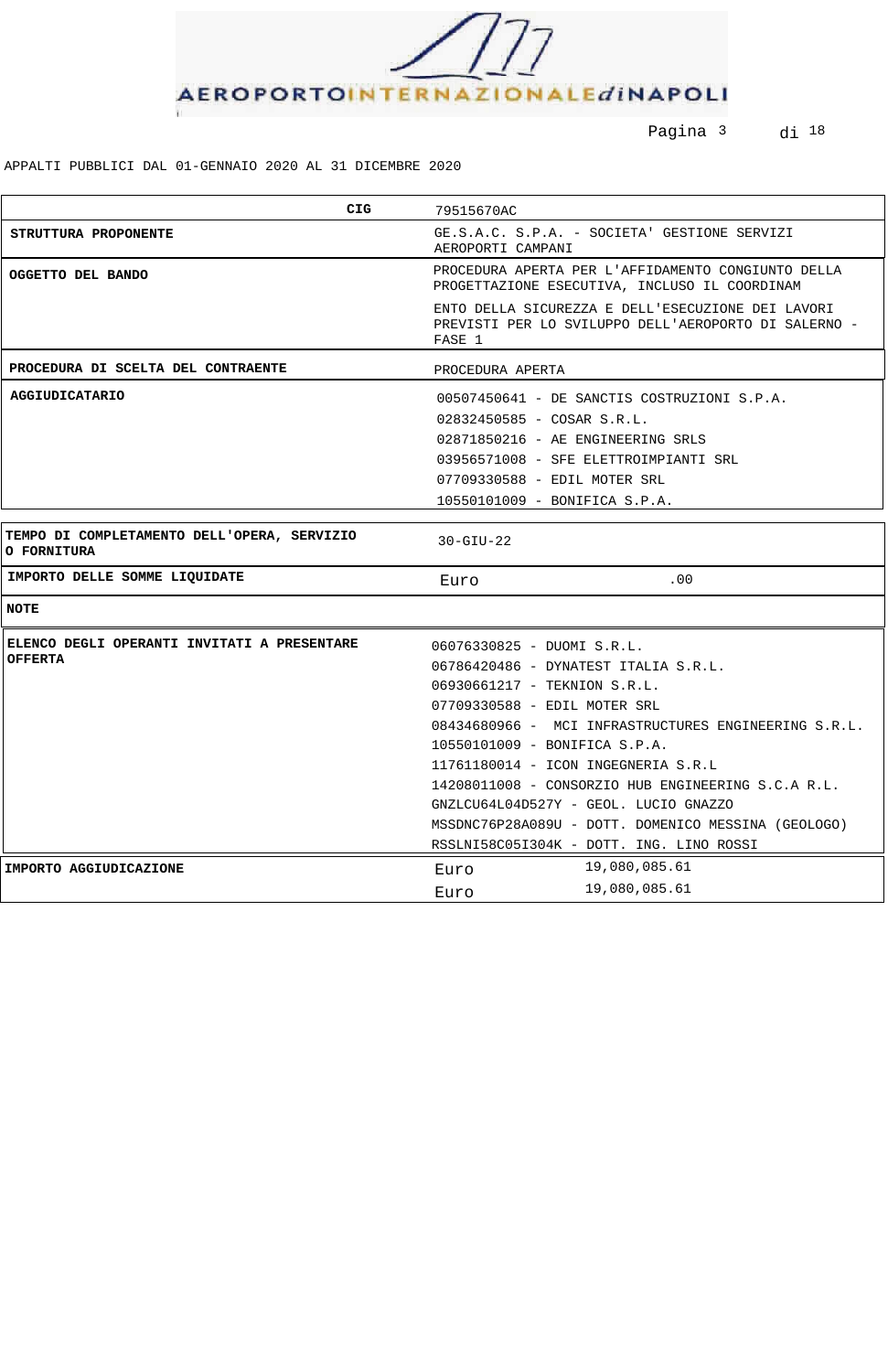APPALTI PUBBLICI DAL 01-GENNAIO 2020 AL 31 DICEMBRE 2020

| CIG | 79515670AC |
|---|---|
| **STRUTTURA PROPONENTE** | GE.S.A.C. S.P.A. - SOCIETA' GESTIONE SERVIZI AEROPORTI CAMPANI |
| **OGGETTO DEL BANDO** | PROCEDURA APERTA PER L'AFFIDAMENTO CONGIUNTO DELLA PROGETTAZIONE ESECUTIVA, INCLUSO IL COORDINAM ENTO DELLA SICUREZZA E DELL'ESECUZIONE DEI LAVORI PREVISTI PER LO SVILUPPO DELL'AEROPORTO DI SALERNO - FASE 1 |
| **PROCEDURA DI SCELTA DEL CONTRAENTE** | PROCEDURA APERTA |
| **AGGIUDICATARIO** | 00507450641 - DE SANCTIS COSTRUZIONI S.P.A.<br>02832450585 - COSAR S.R.L.<br>02871850216 - AE ENGINEERING SRLS<br>03956571008 - SFE ELETTROIMPIANTI SRL<br>07709330588 - EDIL MOTER SRL<br>10550101009 - BONIFICA S.P.A. |
| **TEMPO DI COMPLETAMENTO DELL'OPERA, SERVIZIO O FORNITURA** | 30-GIU-22 |
| **IMPORTO DELLE SOMME LIQUIDATE** | Euro .00 |
| **NOTE** | |
| **ELENCO DEGLI OPERANTI INVITATI A PRESENTARE OFFERTA** | 06076330825 - DUOMI S.R.L.<br>06786420486 - DYNATEST ITALIA S.R.L.<br>06930661217 - TEKNION S.R.L.<br>07709330588 - EDIL MOTER SRL<br>08434680966 - MCI INFRASTRUCTURES ENGINEERING S.R.L.<br>10550101009 - BONIFICA S.P.A.<br>11761180014 - ICON INGEGNERIA S.R.L<br>14208011008 - CONSORZIO HUB ENGINEERING S.C.A R.L.<br>GNZLCU64L04D527Y - GEOL. LUCIO GNAZZO<br>MSSDNC76P28A089U - DOTT. DOMENICO MESSINA (GEOLOGO)<br>RSSLNI58C05I304K - DOTT. ING. LINO ROSSI |
| **IMPORTO AGGIUDICAZIONE** | Euro 19,080,085.61<br>Euro 19,080,085.61 |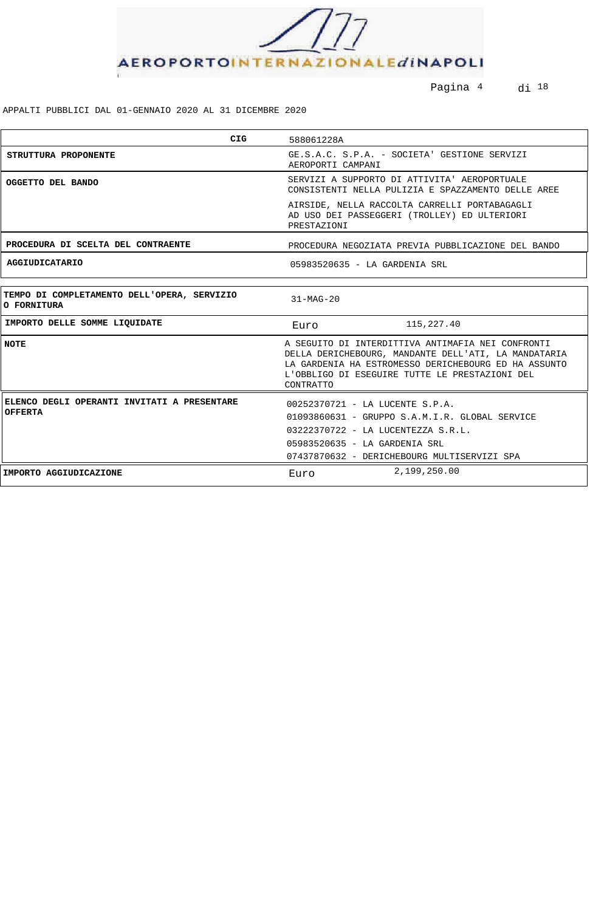APPALTI PUBBLICI DAL 01-GENNAIO 2020 AL 31 DICEMBRE 2020

| CIG | 588061228A |
|---|---|
| STRUTTURA PROPONENTE | GE.S.A.C. S.P.A. - SOCIETA' GESTIONE SERVIZI AEROPORTI CAMPANI |
| OGGETTO DEL BANDO | SERVIZI A SUPPORTO DI ATTIVITA' AEROPORTUALE CONSISTENTI NELLA PULIZIA E SPAZZAMENTO DELLE AREE AIRSIDE, NELLA RACCOLTA CARRELLI PORTABAGAGLI AD USO DEI PASSEGGERI (TROLLEY) ED ULTERIORI PRESTAZIONI |
| PROCEDURA DI SCELTA DEL CONTRAENTE | PROCEDURA NEGOZIATA PREVIA PUBBLICAZIONE DEL BANDO |
| AGGIUDICATARIO | 05983520635 - LA GARDENIA SRL |

| TEMPO DI COMPLETAMENTO DELL'OPERA, SERVIZIO O FORNITURA | 31-MAG-20 |
|---|---|
| IMPORTO DELLE SOMME LIQUIDATE | Euro 115,227.40 |
| NOTE | A SEGUITO DI INTERDITTIVA ANTIMAFIA NEI CONFRONTI DELLA DERICHEBOURG, MANDANTE DELL'ATI, LA MANDATARIA LA GARDENIA HA ESTROMESSO DERICHEBOURG ED HA ASSUNTO L'OBBLIGO DI ESEGUIRE TUTTE LE PRESTAZIONI DEL CONTRATTO |
| ELENCO DEGLI OPERANTI INVITATI A PRESENTARE OFFERTA | 00252370721 - LA LUCENTE S.P.A.<br>01093860631 - GRUPPO S.A.M.I.R. GLOBAL SERVICE<br>03222370722 - LA LUCENTEZZA S.R.L.<br>05983520635 - LA GARDENIA SRL<br>07437870632 - DERICHEBOURG MULTISERVIZI SPA |
| IMPORTO AGGIUDICAZIONE | Euro 2,199,250.00 |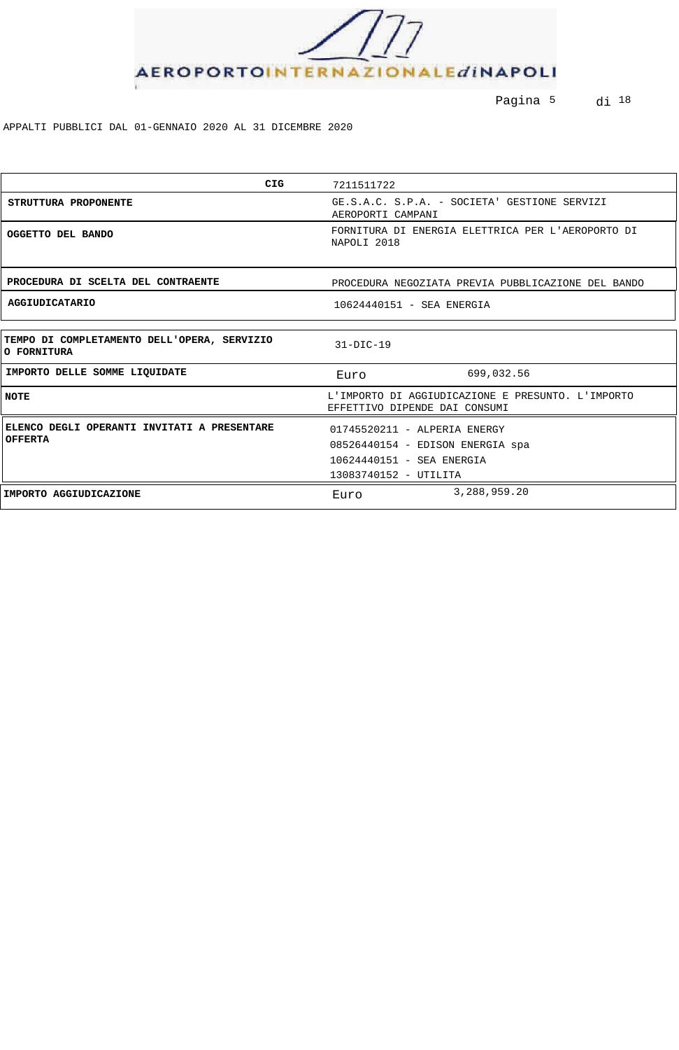APPALTI PUBBLICI DAL 01-GENNAIO 2020 AL 31 DICEMBRE 2020

| **CIG** | 7211511722 |
|---|---|
| **STRUTTURA PROPONENTE** | GE.S.A.C. S.P.A. - SOCIETA' GESTIONE SERVIZI AEROPORTI CAMPANI |
| **OGGETTO DEL BANDO** | FORNITURA DI ENERGIA ELETTRICA PER L'AEROPORTO DI NAPOLI 2018 |
| **PROCEDURA DI SCELTA DEL CONTRAENTE** | PROCEDURA NEGOZIATA PREVIA PUBBLICAZIONE DEL BANDO |
| **AGGIUDICATARIO** | 10624440151 - SEA ENERGIA |

| | |
|---|---|
| **TEMPO DI COMPLETAMENTO DELL'OPERA, SERVIZIO O FORNITURA** | 31-DIC-19 |
| **IMPORTO DELLE SOMME LIQUIDATE** | Euro 699,032.56 |
| **NOTE** | L'IMPORTO DI AGGIUDICAZIONE E PRESUNTO. L'IMPORTO EFFETTIVO DIPENDE DAI CONSUMI |
| **ELENCO DEGLI OPERANTI INVITATI A PRESENTARE OFFERTA** | 01745520211 - ALPERIA ENERGY<br>08526440154 - EDISON ENERGIA spa<br>10624440151 - SEA ENERGIA<br>13083740152 - UTILITA |
| **IMPORTO AGGIUDICAZIONE** | Euro 3,288,959.20 |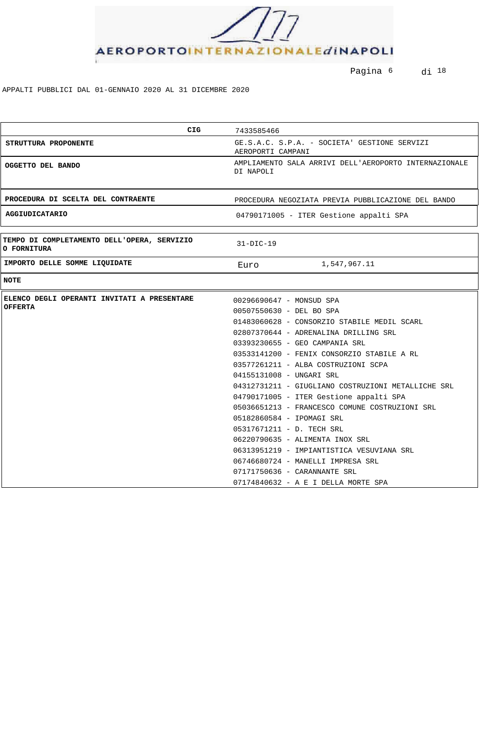APPALTI PUBBLICI DAL 01-GENNAIO 2020 AL 31 DICEMBRE 2020

| CIG | 7433585466 |
|---|---|
| **STRUTTURA PROPONENTE** | GE.S.A.C. S.P.A. - SOCIETA' GESTIONE SERVIZI AEROPORTI CAMPANI |
| **OGGETTO DEL BANDO** | AMPLIAMENTO SALA ARRIVI DELL'AEROPORTO INTERNAZIONALE DI NAPOLI |
| **PROCEDURA DI SCELTA DEL CONTRAENTE** | PROCEDURA NEGOZIATA PREVIA PUBBLICAZIONE DEL BANDO |
| **AGGIUDICATARIO** | 04790171005 - ITER Gestione appalti SPA |

| | |
|---|---|
| **TEMPO DI COMPLETAMENTO DELL'OPERA, SERVIZIO O FORNITURA** | 31-DIC-19 |
| **IMPORTO DELLE SOMME LIQUIDATE** | Euro 1,547,967.11 |
| **NOTE** | |

| | |
|---|---|
| **ELENCO DEGLI OPERANTI INVITATI A PRESENTARE OFFERTA** | 00296690647 - MONSUD SPA<br>00507550630 - DEL BO SPA<br>01483060628 - CONSORZIO STABILE MEDIL SCARL<br>02807370644 - ADRENALINA DRILLING SRL<br>03393230655 - GEO CAMPANIA SRL<br>03533141200 - FENIX CONSORZIO STABILE A RL<br>03577261211 - ALBA COSTRUZIONI SCPA<br>04155131008 - UNGARI SRL<br>04312731211 - GIUGLIANO COSTRUZIONI METALLICHE SRL<br>04790171005 - ITER Gestione appalti SPA<br>05036651213 - FRANCESCO COMUNE COSTRUZIONI SRL<br>05182860584 - IPOMAGI SRL<br>05317671211 - D. TECH SRL<br>06220790635 - ALIMENTA INOX SRL<br>06313951219 - IMPIANTISTICA VESUVIANA SRL<br>06746680724 - MANELLI IMPRESA SRL<br>07171750636 - CARANNANTE SRL<br>07174840632 - A E I DELLA MORTE SPA |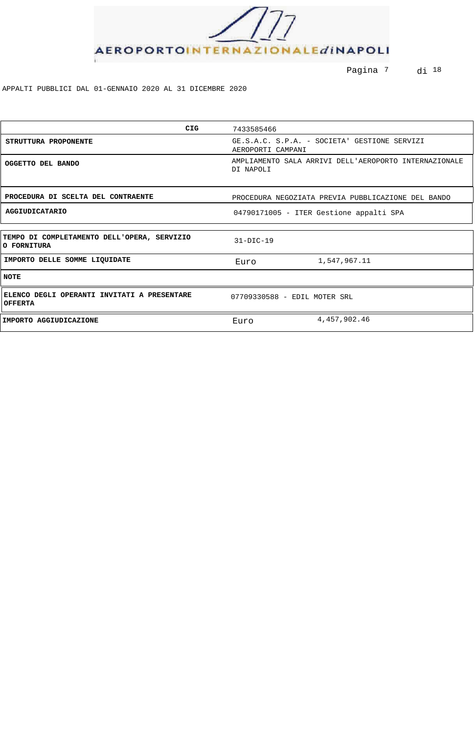APPALTI PUBBLICI DAL 01-GENNAIO 2020 AL 31 DICEMBRE 2020

| CIG | 7433585466 | |
|---|---|---|
| **STRUTTURA PROPONENTE** | GE.S.A.C. S.P.A. - SOCIETA' GESTIONE SERVIZI AEROPORTI CAMPANI | |
| **OGGETTO DEL BANDO** | AMPLIAMENTO SALA ARRIVI DELL'AEROPORTO INTERNAZIONALE DI NAPOLI | |
| **PROCEDURA DI SCELTA DEL CONTRAENTE** | PROCEDURA NEGOZIATA PREVIA PUBBLICAZIONE DEL BANDO | |
| **AGGIUDICATARIO** | 04790171005 - ITER Gestione appalti SPA | |
| **TEMPO DI COMPLETAMENTO DELL'OPERA, SERVIZIO O FORNITURA** | 31-DIC-19 | |
| **IMPORTO DELLE SOMME LIQUIDATE** | Euro | 1,547,967.11 |
| **NOTE** | | |
| **ELENCO DEGLI OPERANTI INVITATI A PRESENTARE OFFERTA** | 07709330588 - EDIL MOTER SRL | |
| **IMPORTO AGGIUDICAZIONE** | Euro | 4,457,902.46 |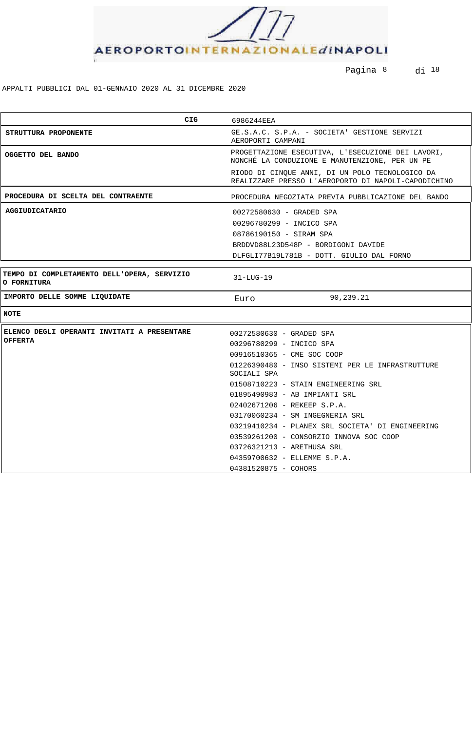APPALTI PUBBLICI DAL 01-GENNAIO 2020 AL 31 DICEMBRE 2020

| CIG | 6986244EEA |
|---|---|
| **STRUTTURA PROPONENTE** | GE.S.A.C. S.P.A. - SOCIETA' GESTIONE SERVIZI AEROPORTI CAMPANI |
| **OGGETTO DEL BANDO** | PROGETTAZIONE ESECUTIVA, L'ESECUZIONE DEI LAVORI, NONCHÉ LA CONDUZIONE E MANUTENZIONE, PER UN PE RIODO DI CINQUE ANNI, DI UN POLO TECNOLOGICO DA REALIZZARE PRESSO L'AEROPORTO DI NAPOLI-CAPODICHINO |
| **PROCEDURA DI SCELTA DEL CONTRAENTE** | PROCEDURA NEGOZIATA PREVIA PUBBLICAZIONE DEL BANDO |
| **AGGIUDICATARIO** | 00272580630 - GRADED SPA<br>00296780299 - INCICO SPA<br>08786190150 - SIRAM SPA<br>BRDDVD88L23D548P - BORDIGONI DAVIDE<br>DLFGLI77B19L781B - DOTT. GIULIO DAL FORNO |

| | | |
|---|---|---|
| **TEMPO DI COMPLETAMENTO DELL'OPERA, SERVIZIO O FORNITURA** | 31-LUG-19 | |
| **IMPORTO DELLE SOMME LIQUIDATE** | Euro | 90,239.21 |
| **NOTE** | | |

| | |
|---|---|
| **ELENCO DEGLI OPERANTI INVITATI A PRESENTARE OFFERTA** | 00272580630 - GRADED SPA<br>00296780299 - INCICO SPA<br>00916510365 - CME SOC COOP<br>01226390480 - INSO SISTEMI PER LE INFRASTRUTTURE SOCIALI SPA<br>01508710223 - STAIN ENGINEERING SRL<br>01895490983 - AB IMPIANTI SRL<br>02402671206 - REKEEP S.P.A.<br>03170060234 - SM INGEGNERIA SRL<br>03219410234 - PLANEX SRL SOCIETA' DI ENGINEERING<br>03539261200 - CONSORZIO INNOVA SOC COOP<br>03726321213 - ARETHUSA SRL<br>04359700632 - ELLEMME S.P.A.<br>04381520875 - COHORS |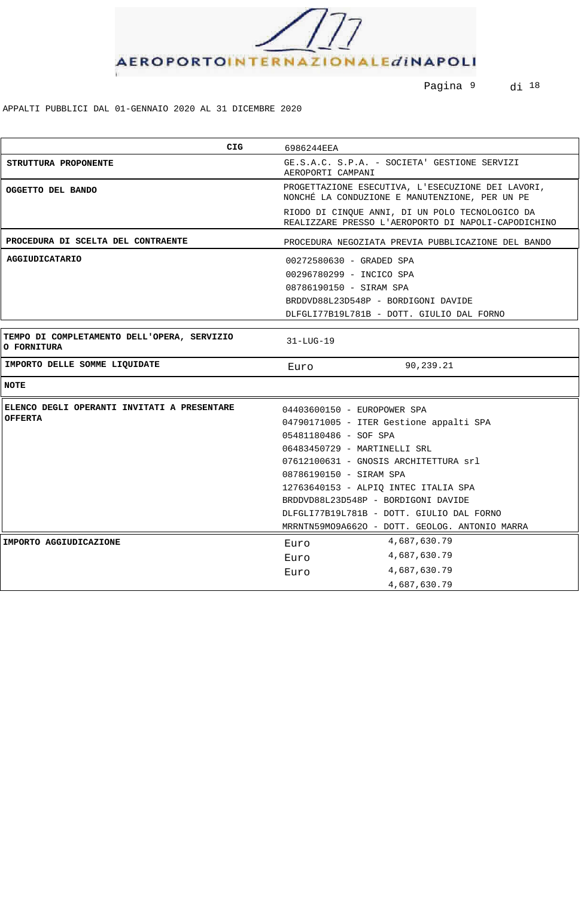APPALTI PUBBLICI DAL 01-GENNAIO 2020 AL 31 DICEMBRE 2020

| CIG | 6986244EEA | |
|---|---|---|
| **STRUTTURA PROPONENTE** | GE.S.A.C. S.P.A. - SOCIETA' GESTIONE SERVIZI AEROPORTI CAMPANI | |
| **OGGETTO DEL BANDO** | PROGETTAZIONE ESECUTIVA, L'ESECUZIONE DEI LAVORI, NONCHÉ LA CONDUZIONE E MANUTENZIONE, PER UN PE RIODO DI CINQUE ANNI, DI UN POLO TECNOLOGICO DA REALIZZARE PRESSO L'AEROPORTO DI NAPOLI-CAPODICHINO | |
| **PROCEDURA DI SCELTA DEL CONTRAENTE** | PROCEDURA NEGOZIATA PREVIA PUBBLICAZIONE DEL BANDO | |
| **AGGIUDICATARIO** | 00272580630 - GRADED SPA<br>00296780299 - INCICO SPA<br>08786190150 - SIRAM SPA<br>BRDDVD88L23D548P - BORDIGONI DAVIDE<br>DLFGLI77B19L781B - DOTT. GIULIO DAL FORNO | |
| **TEMPO DI COMPLETAMENTO DELL'OPERA, SERVIZIO O FORNITURA** | 31-LUG-19 | |
| **IMPORTO DELLE SOMME LIQUIDATE** | Euro | 90,239.21 |
| **NOTE** | | |
| **ELENCO DEGLI OPERANTI INVITATI A PRESENTARE OFFERTA** | 04403600150 - EUROPOWER SPA<br>04790171005 - ITER Gestione appalti SPA<br>05481180486 - SOF SPA<br>06483450729 - MARTINELLI SRL<br>07612100631 - GNOSIS ARCHITETTURA srl<br>08786190150 - SIRAM SPA<br>12763640153 - ALPIQ INTEC ITALIA SPA<br>BRDDVD88L23D548P - BORDIGONI DAVIDE<br>DLFGLI77B19L781B - DOTT. GIULIO DAL FORNO<br>MRRNTN59M09A662O - DOTT. GEOLOG. ANTONIO MARRA | |
| **IMPORTO AGGIUDICAZIONE** | Euro | 4,687,630.79 |
| | Euro | 4,687,630.79 |
| | Euro | 4,687,630.79 |
| | | 4,687,630.79 |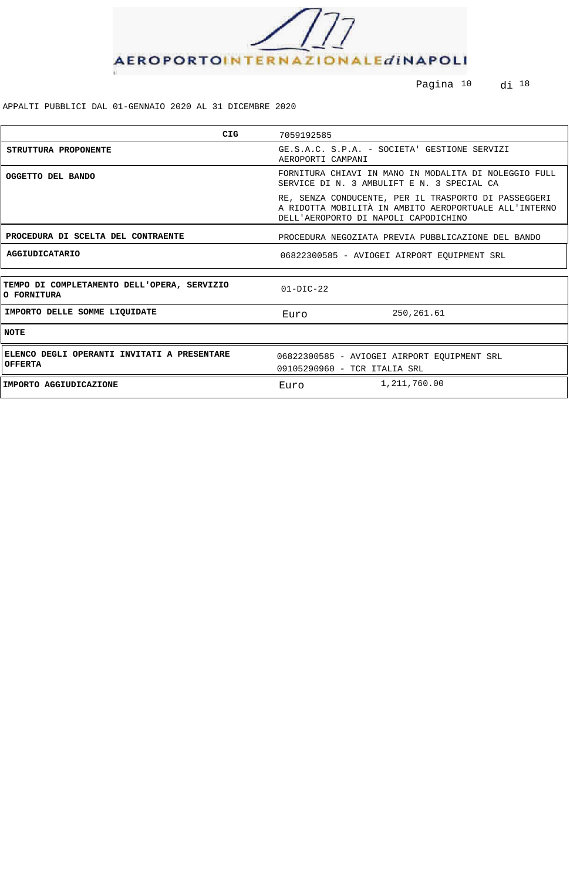APPALTI PUBBLICI DAL 01-GENNAIO 2020 AL 31 DICEMBRE 2020

| CIG | 7059192585 | |
|---|---|---|
| **STRUTTURA PROPONENTE** | GE.S.A.C. S.P.A. - SOCIETA' GESTIONE SERVIZI AEROPORTI CAMPANI | |
| **OGGETTO DEL BANDO** | FORNITURA CHIAVI IN MANO IN MODALITA DI NOLEGGIO FULL SERVICE DI N. 3 AMBULIFT E N. 3 SPECIAL CA RE, SENZA CONDUCENTE, PER IL TRASPORTO DI PASSEGGERI A RIDOTTA MOBILITÀ IN AMBITO AEROPORTUALE ALL'INTERNO DELL'AEROPORTO DI NAPOLI CAPODICHINO | |
| **PROCEDURA DI SCELTA DEL CONTRAENTE** | PROCEDURA NEGOZIATA PREVIA PUBBLICAZIONE DEL BANDO | |
| **AGGIUDICATARIO** | 06822300585 - AVIOGEI AIRPORT EQUIPMENT SRL | |
| **TEMPO DI COMPLETAMENTO DELL'OPERA, SERVIZIO O FORNITURA** | 01-DIC-22 | |
| **IMPORTO DELLE SOMME LIQUIDATE** | Euro | 250,261.61 |
| **NOTE** | | |
| **ELENCO DEGLI OPERANTI INVITATI A PRESENTARE OFFERTA** | 06822300585 - AVIOGEI AIRPORT EQUIPMENT SRL<br>09105290960 - TCR ITALIA SRL | |
| **IMPORTO AGGIUDICAZIONE** | Euro | 1,211,760.00 |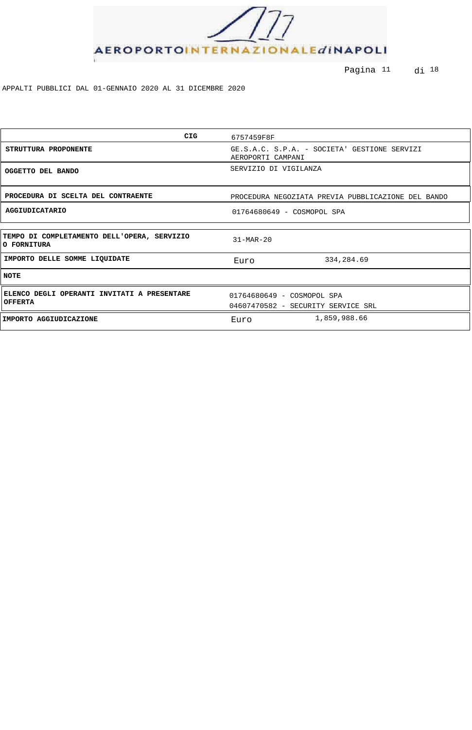APPALTI PUBBLICI DAL 01-GENNAIO 2020 AL 31 DICEMBRE 2020

| | |
|---|---|
| **CIG** | 6757459F8F |
| **STRUTTURA PROPONENTE** | GE.S.A.C. S.P.A. - SOCIETA' GESTIONE SERVIZI AEROPORTI CAMPANI |
| **OGGETTO DEL BANDO** | SERVIZIO DI VIGILANZA |
| **PROCEDURA DI SCELTA DEL CONTRAENTE** | PROCEDURA NEGOZIATA PREVIA PUBBLICAZIONE DEL BANDO |
| **AGGIUDICATARIO** | 01764680649 - COSMOPOL SPA |
| **TEMPO DI COMPLETAMENTO DELL'OPERA, SERVIZIO O FORNITURA** | 31-MAR-20 |
| **IMPORTO DELLE SOMME LIQUIDATE** | Euro 334,284.69 |
| **NOTE** | |
| **ELENCO DEGLI OPERANTI INVITATI A PRESENTARE OFFERTA** | 01764680649 - COSMOPOL SPA<br>04607470582 - SECURITY SERVICE SRL |
| **IMPORTO AGGIUDICAZIONE** | Euro 1,859,988.66 |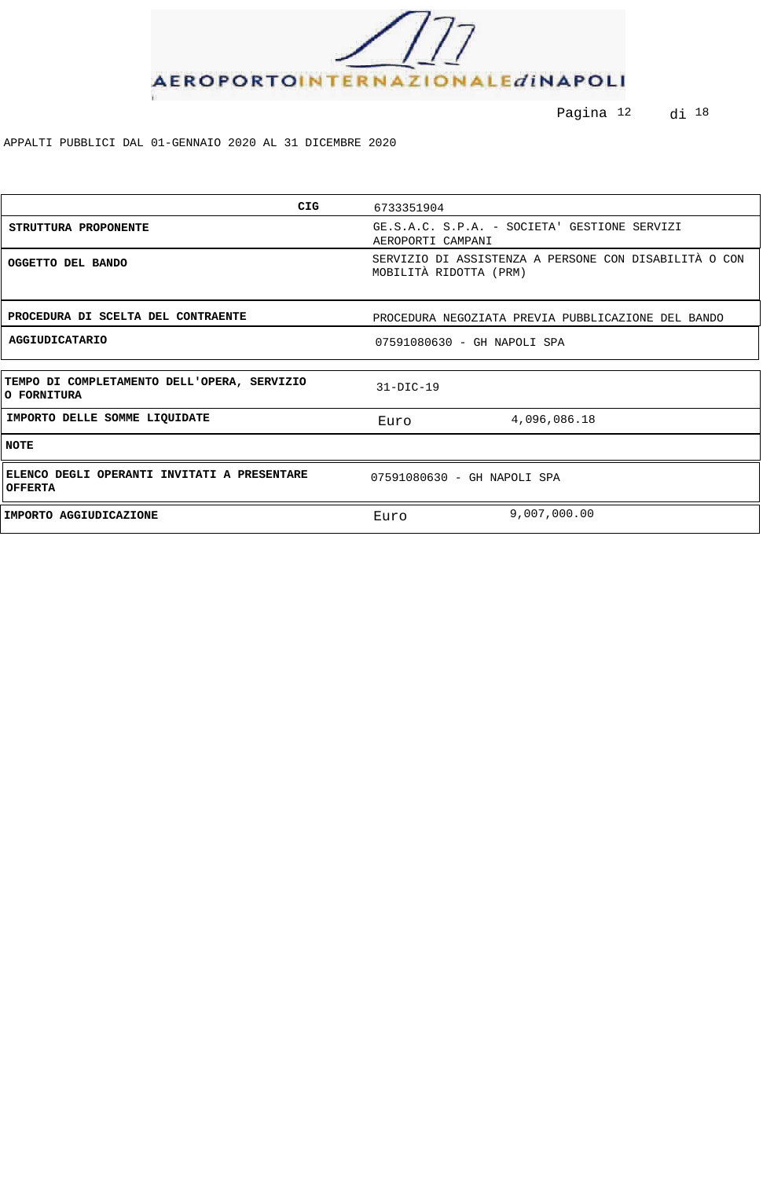APPALTI PUBBLICI DAL 01-GENNAIO 2020 AL 31 DICEMBRE 2020

| CIG | 6733351904 | |
|---|---|---|
| **STRUTTURA PROPONENTE** | GE.S.A.C. S.P.A. - SOCIETA' GESTIONE SERVIZI AEROPORTI CAMPANI | |
| **OGGETTO DEL BANDO** | SERVIZIO DI ASSISTENZA A PERSONE CON DISABILITÀ O CON MOBILITÀ RIDOTTA (PRM) | |
| **PROCEDURA DI SCELTA DEL CONTRAENTE** | PROCEDURA NEGOZIATA PREVIA PUBBLICAZIONE DEL BANDO | |
| **AGGIUDICATARIO** | 07591080630 - GH NAPOLI SPA | |
| **TEMPO DI COMPLETAMENTO DELL'OPERA, SERVIZIO O FORNITURA** | 31-DIC-19 | |
| **IMPORTO DELLE SOMME LIQUIDATE** | Euro | 4,096,086.18 |
| **NOTE** | | |
| **ELENCO DEGLI OPERANTI INVITATI A PRESENTARE OFFERTA** | 07591080630 - GH NAPOLI SPA | |
| **IMPORTO AGGIUDICAZIONE** | Euro | 9,007,000.00 |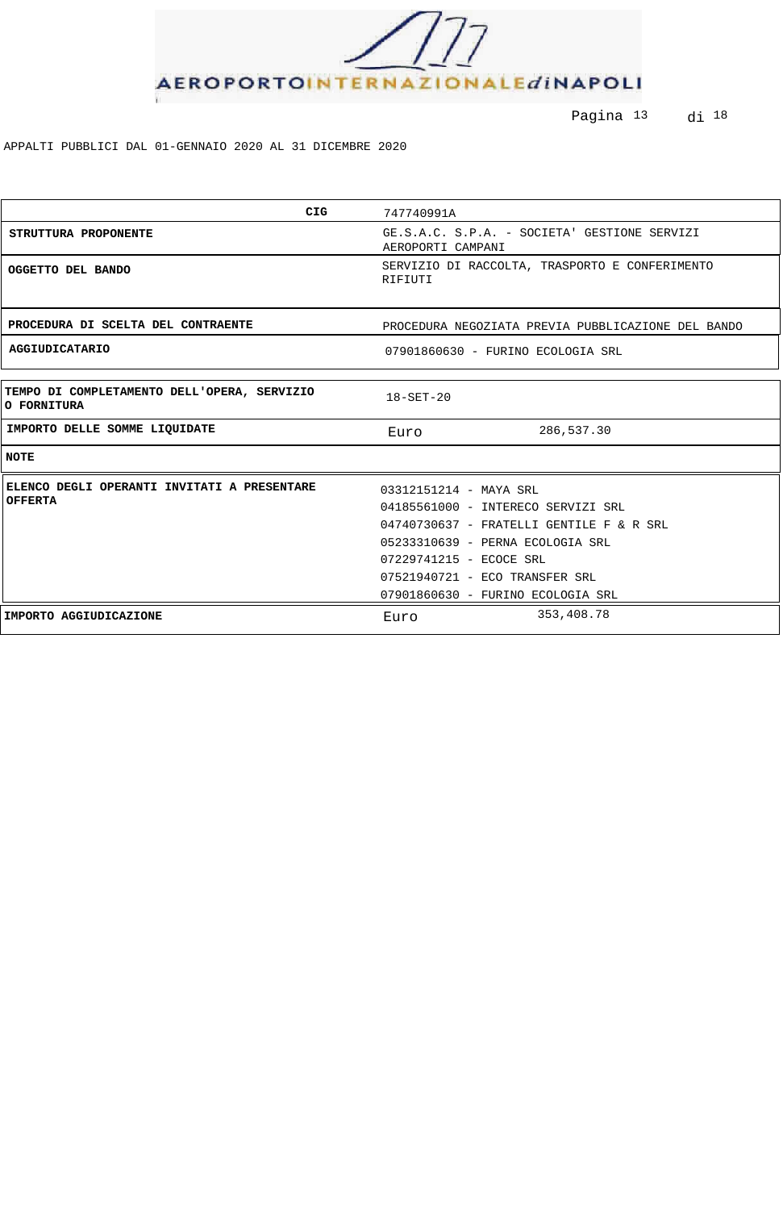APPALTI PUBBLICI DAL 01-GENNAIO 2020 AL 31 DICEMBRE 2020

| CIG | 747740991A |
|---|---|
| **STRUTTURA PROPONENTE** | GE.S.A.C. S.P.A. - SOCIETA' GESTIONE SERVIZI AEROPORTI CAMPANI |
| **OGGETTO DEL BANDO** | SERVIZIO DI RACCOLTA, TRASPORTO E CONFERIMENTO RIFIUTI |
| **PROCEDURA DI SCELTA DEL CONTRAENTE** | PROCEDURA NEGOZIATA PREVIA PUBBLICAZIONE DEL BANDO |
| **AGGIUDICATARIO** | 07901860630 - FURINO ECOLOGIA SRL |
| **TEMPO DI COMPLETAMENTO DELL'OPERA, SERVIZIO O FORNITURA** | 18-SET-20 |
| **IMPORTO DELLE SOMME LIQUIDATE** | Euro 286,537.30 |
| **NOTE** | |
| **ELENCO DEGLI OPERANTI INVITATI A PRESENTARE OFFERTA** | 03312151214 - MAYA SRL<br>04185561000 - INTERECO SERVIZI SRL<br>04740730637 - FRATELLI GENTILE F & R SRL<br>05233310639 - PERNA ECOLOGIA SRL<br>07229741215 - ECOCE SRL<br>07521940721 - ECO TRANSFER SRL<br>07901860630 - FURINO ECOLOGIA SRL |
| **IMPORTO AGGIUDICAZIONE** | Euro 353,408.78 |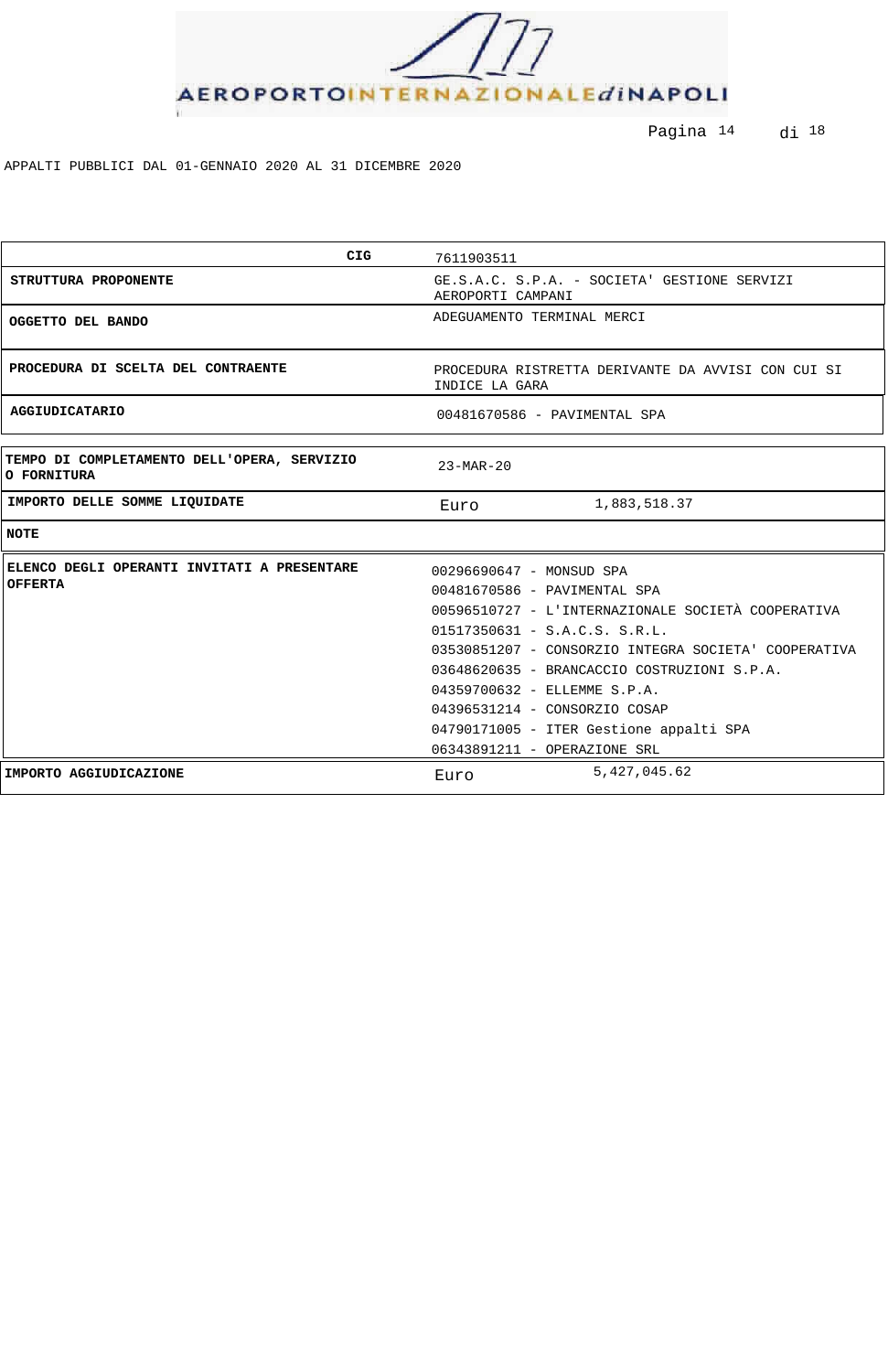APPALTI PUBBLICI DAL 01-GENNAIO 2020 AL 31 DICEMBRE 2020

| CIG | 7611903511 |
|---|---|
| **STRUTTURA PROPONENTE** | GE.S.A.C. S.P.A. - SOCIETA' GESTIONE SERVIZI AEROPORTI CAMPANI |
| **OGGETTO DEL BANDO** | ADEGUAMENTO TERMINAL MERCI |
| **PROCEDURA DI SCELTA DEL CONTRAENTE** | PROCEDURA RISTRETTA DERIVANTE DA AVVISI CON CUI SI INDICE LA GARA |
| **AGGIUDICATARIO** | 00481670586 - PAVIMENTAL SPA |
| **TEMPO DI COMPLETAMENTO DELL'OPERA, SERVIZIO O FORNITURA** | 23-MAR-20 |
| **IMPORTO DELLE SOMME LIQUIDATE** | Euro 1,883,518.37 |
| **NOTE** | |
| **ELENCO DEGLI OPERANTI INVITATI A PRESENTARE OFFERTA** | 00296690647 - MONSUD SPA<br>00481670586 - PAVIMENTAL SPA<br>00596510727 - L'INTERNAZIONALE SOCIETÀ COOPERATIVA<br>01517350631 - S.A.C.S. S.R.L.<br>03530851207 - CONSORZIO INTEGRA SOCIETA' COOPERATIVA<br>03648620635 - BRANCACCIO COSTRUZIONI S.P.A.<br>04359700632 - ELLEMME S.P.A.<br>04396531214 - CONSORZIO COSAP<br>04790171005 - ITER Gestione appalti SPA<br>06343891211 - OPERAZIONE SRL |
| **IMPORTO AGGIUDICAZIONE** | Euro 5,427,045.62 |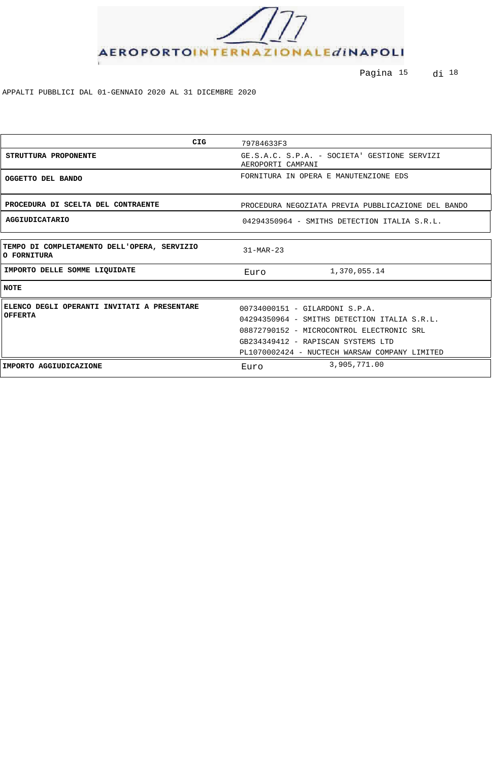APPALTI PUBBLICI DAL 01-GENNAIO 2020 AL 31 DICEMBRE 2020

| | |
|---|---|
| **CIG** | 79784633F3 |
| **STRUTTURA PROPONENTE** | GE.S.A.C. S.P.A. - SOCIETA' GESTIONE SERVIZI AEROPORTI CAMPANI |
| **OGGETTO DEL BANDO** | FORNITURA IN OPERA E MANUTENZIONE EDS |
| **PROCEDURA DI SCELTA DEL CONTRAENTE** | PROCEDURA NEGOZIATA PREVIA PUBBLICAZIONE DEL BANDO |
| **AGGIUDICATARIO** | 04294350964 - SMITHS DETECTION ITALIA S.R.L. |
| **TEMPO DI COMPLETAMENTO DELL'OPERA, SERVIZIO O FORNITURA** | 31-MAR-23 |
| **IMPORTO DELLE SOMME LIQUIDATE** | Euro 1,370,055.14 |
| **NOTE** | |
| **ELENCO DEGLI OPERANTI INVITATI A PRESENTARE OFFERTA** | 00734000151 - GILARDONI S.P.A.<br>04294350964 - SMITHS DETECTION ITALIA S.R.L.<br>08872790152 - MICROCONTROL ELECTRONIC SRL<br>GB234349412 - RAPISCAN SYSTEMS LTD<br>PL1070002424 - NUCTECH WARSAW COMPANY LIMITED |
| **IMPORTO AGGIUDICAZIONE** | Euro 3,905,771.00 |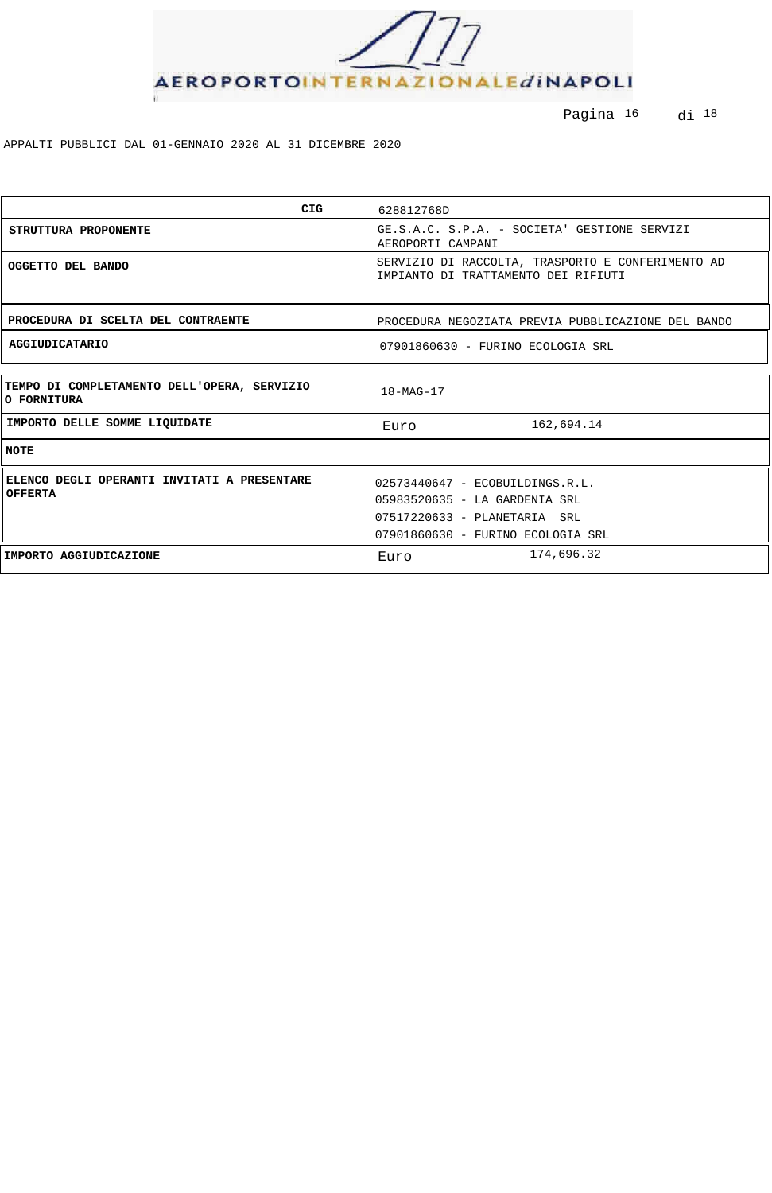APPALTI PUBBLICI DAL 01-GENNAIO 2020 AL 31 DICEMBRE 2020

| CIG | 628812768D |
|---|---|
| **STRUTTURA PROPONENTE** | GE.S.A.C. S.P.A. - SOCIETA' GESTIONE SERVIZI AEROPORTI CAMPANI |
| **OGGETTO DEL BANDO** | SERVIZIO DI RACCOLTA, TRASPORTO E CONFERIMENTO AD IMPIANTO DI TRATTAMENTO DEI RIFIUTI |
| **PROCEDURA DI SCELTA DEL CONTRAENTE** | PROCEDURA NEGOZIATA PREVIA PUBBLICAZIONE DEL BANDO |
| **AGGIUDICATARIO** | 07901860630 - FURINO ECOLOGIA SRL |

| **TEMPO DI COMPLETAMENTO DELL'OPERA, SERVIZIO O FORNITURA** | 18-MAG-17 |
|---|---|
| **IMPORTO DELLE SOMME LIQUIDATE** | Euro 162,694.14 |
| **NOTE** | |
| **ELENCO DEGLI OPERANTI INVITATI A PRESENTARE OFFERTA** | 02573440647 - ECOBUILDINGS.R.L.<br>05983520635 - LA GARDENIA SRL<br>07517220633 - PLANETARIA SRL<br>07901860630 - FURINO ECOLOGIA SRL |
| **IMPORTO AGGIUDICAZIONE** | Euro 174,696.32 |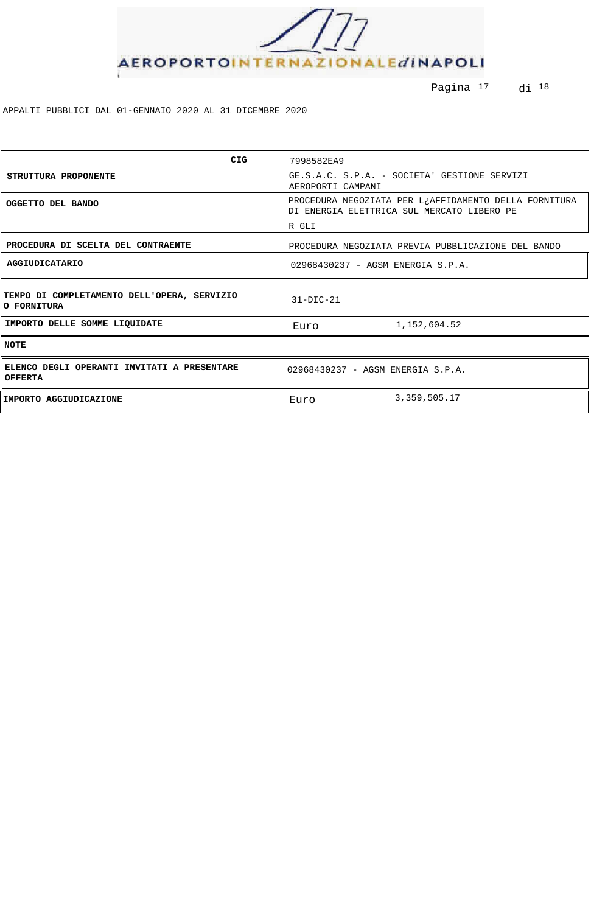APPALTI PUBBLICI DAL 01-GENNAIO 2020 AL 31 DICEMBRE 2020

| CIG | 7998582EA9 | |
|---|---|---|
| **STRUTTURA PROPONENTE** | GE.S.A.C. S.P.A. - SOCIETA' GESTIONE SERVIZI AEROPORTI CAMPANI | |
| **OGGETTO DEL BANDO** | PROCEDURA NEGOZIATA PER L¿AFFIDAMENTO DELLA FORNITURA DI ENERGIA ELETTRICA SUL MERCATO LIBERO PE R GLI | |
| **PROCEDURA DI SCELTA DEL CONTRAENTE** | PROCEDURA NEGOZIATA PREVIA PUBBLICAZIONE DEL BANDO | |
| **AGGIUDICATARIO** | 02968430237 - AGSM ENERGIA S.P.A. | |
| **TEMPO DI COMPLETAMENTO DELL'OPERA, SERVIZIO O FORNITURA** | 31-DIC-21 | |
| **IMPORTO DELLE SOMME LIQUIDATE** | Euro | 1,152,604.52 |
| **NOTE** | | |
| **ELENCO DEGLI OPERANTI INVITATI A PRESENTARE OFFERTA** | 02968430237 - AGSM ENERGIA S.P.A. | |
| **IMPORTO AGGIUDICAZIONE** | Euro | 3,359,505.17 |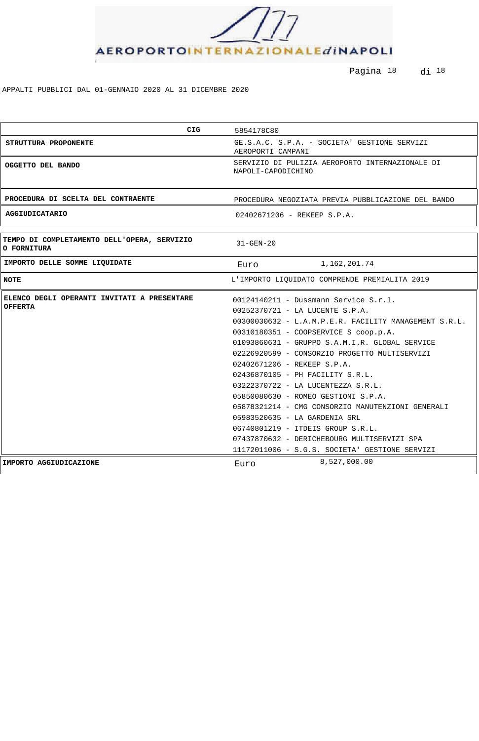APPALTI PUBBLICI DAL 01-GENNAIO 2020 AL 31 DICEMBRE 2020

| | |
|---|---|
| **CIG** | 5854178C80 |
| **STRUTTURA PROPONENTE** | GE.S.A.C. S.P.A. - SOCIETA' GESTIONE SERVIZI AEROPORTI CAMPANI |
| **OGGETTO DEL BANDO** | SERVIZIO DI PULIZIA AEROPORTO INTERNAZIONALE DI NAPOLI-CAPODICHINO |
| **PROCEDURA DI SCELTA DEL CONTRAENTE** | PROCEDURA NEGOZIATA PREVIA PUBBLICAZIONE DEL BANDO |
| **AGGIUDICATARIO** | 02402671206 - REKEEP S.P.A. |
| **TEMPO DI COMPLETAMENTO DELL'OPERA, SERVIZIO O FORNITURA** | 31-GEN-20 |
| **IMPORTO DELLE SOMME LIQUIDATE** | Euro 1,162,201.74 |
| **NOTE** | L'IMPORTO LIQUIDATO COMPRENDE PREMIALITA 2019 |
| **ELENCO DEGLI OPERANTI INVITATI A PRESENTARE OFFERTA** | 00124140211 - Dussmann Service S.r.l.<br>00252370721 - LA LUCENTE S.P.A.<br>00300030632 - L.A.M.P.E.R. FACILITY MANAGEMENT S.R.L.<br>00310180351 - COOPSERVICE S coop.p.A.<br>01093860631 - GRUPPO S.A.M.I.R. GLOBAL SERVICE<br>02226920599 - CONSORZIO PROGETTO MULTISERVIZI<br>02402671206 - REKEEP S.P.A.<br>02436870105 - PH FACILITY S.R.L.<br>03222370722 - LA LUCENTEZZA S.R.L.<br>05850080630 - ROMEO GESTIONI S.P.A.<br>05878321214 - CMG CONSORZIO MANUTENZIONI GENERALI<br>05983520635 - LA GARDENIA SRL<br>06740801219 - ITDEIS GROUP S.R.L.<br>07437870632 - DERICHEBOURG MULTISERVIZI SPA<br>11172011006 - S.G.S. SOCIETA' GESTIONE SERVIZI |
| **IMPORTO AGGIUDICAZIONE** | Euro 8,527,000.00 |